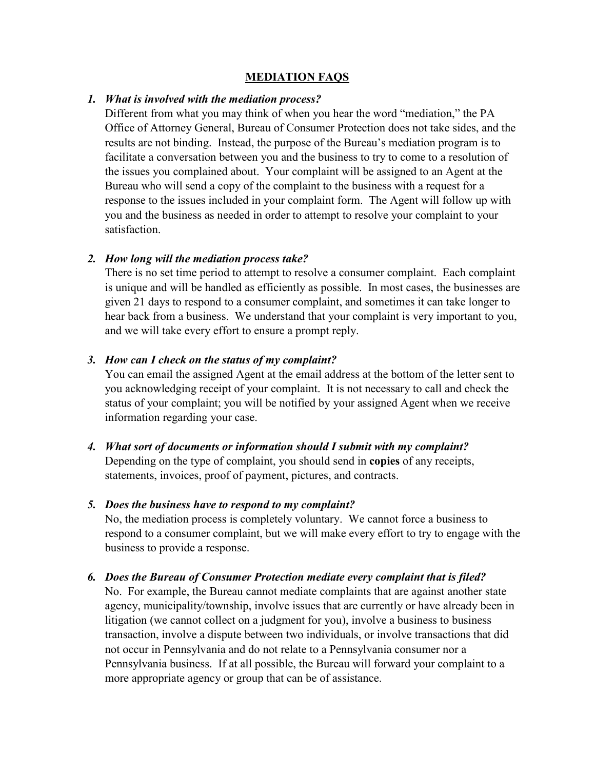# MEDIATION FAQS

1. ***What is involved with the mediation process?***
   Different from what you may think of when you hear the word "mediation," the PA Office of Attorney General, Bureau of Consumer Protection does not take sides, and the results are not binding. Instead, the purpose of the Bureau's mediation program is to facilitate a conversation between you and the business to try to come to a resolution of the issues you complained about. Your complaint will be assigned to an Agent at the Bureau who will send a copy of the complaint to the business with a request for a response to the issues included in your complaint form. The Agent will follow up with you and the business as needed in order to attempt to resolve your complaint to your satisfaction.

2. ***How long will the mediation process take?***
   There is no set time period to attempt to resolve a consumer complaint. Each complaint is unique and will be handled as efficiently as possible. In most cases, the businesses are given 21 days to respond to a consumer complaint, and sometimes it can take longer to hear back from a business. We understand that your complaint is very important to you, and we will take every effort to ensure a prompt reply.

3. ***How can I check on the status of my complaint?***
   You can email the assigned Agent at the email address at the bottom of the letter sent to you acknowledging receipt of your complaint. It is not necessary to call and check the status of your complaint; you will be notified by your assigned Agent when we receive information regarding your case.

4. ***What sort of documents or information should I submit with my complaint?***
   Depending on the type of complaint, you should send in **copies** of any receipts, statements, invoices, proof of payment, pictures, and contracts.

5. ***Does the business have to respond to my complaint?***
   No, the mediation process is completely voluntary. We cannot force a business to respond to a consumer complaint, but we will make every effort to try to engage with the business to provide a response.

6. ***Does the Bureau of Consumer Protection mediate every complaint that is filed?***
   No. For example, the Bureau cannot mediate complaints that are against another state agency, municipality/township, involve issues that are currently or have already been in litigation (we cannot collect on a judgment for you), involve a business to business transaction, involve a dispute between two individuals, or involve transactions that did not occur in Pennsylvania and do not relate to a Pennsylvania consumer nor a Pennsylvania business. If at all possible, the Bureau will forward your complaint to a more appropriate agency or group that can be of assistance.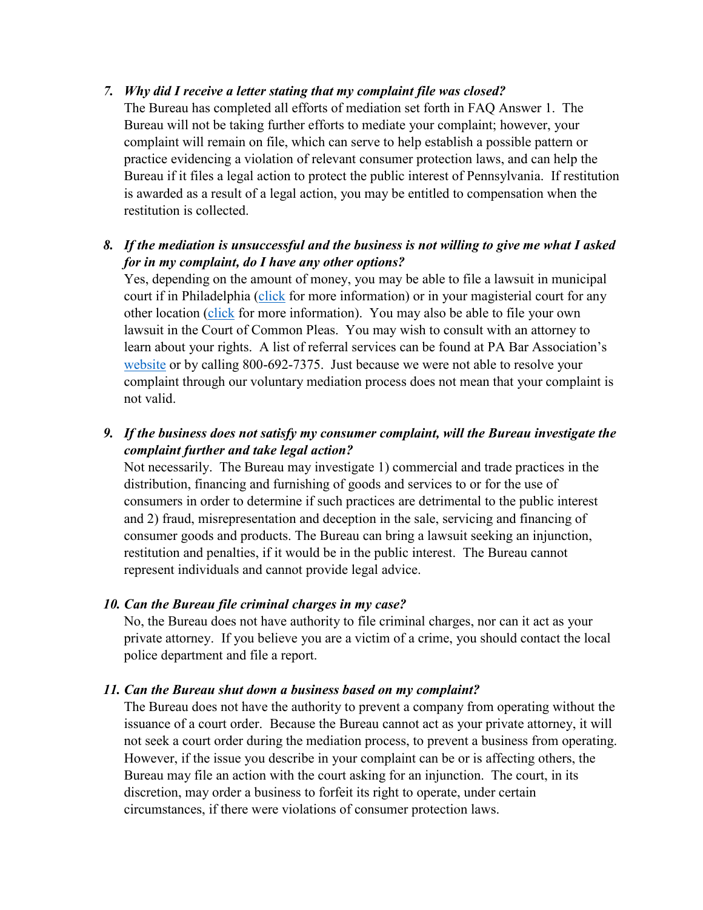7. ***Why did I receive a letter stating that my complaint file was closed?***
   The Bureau has completed all efforts of mediation set forth in FAQ Answer 1. The Bureau will not be taking further efforts to mediate your complaint; however, your complaint will remain on file, which can serve to help establish a possible pattern or practice evidencing a violation of relevant consumer protection laws, and can help the Bureau if it files a legal action to protect the public interest of Pennsylvania. If restitution is awarded as a result of a legal action, you may be entitled to compensation when the restitution is collected.

8. ***If the mediation is unsuccessful and the business is not willing to give me what I asked for in my complaint, do I have any other options?***
   Yes, depending on the amount of money, you may be able to file a lawsuit in municipal court if in Philadelphia (click for more information) or in your magisterial court for any other location (click for more information). You may also be able to file your own lawsuit in the Court of Common Pleas. You may wish to consult with an attorney to learn about your rights. A list of referral services can be found at PA Bar Association's website or by calling 800-692-7375. Just because we were not able to resolve your complaint through our voluntary mediation process does not mean that your complaint is not valid.

9. ***If the business does not satisfy my consumer complaint, will the Bureau investigate the complaint further and take legal action?***
   Not necessarily. The Bureau may investigate 1) commercial and trade practices in the distribution, financing and furnishing of goods and services to or for the use of consumers in order to determine if such practices are detrimental to the public interest and 2) fraud, misrepresentation and deception in the sale, servicing and financing of consumer goods and products. The Bureau can bring a lawsuit seeking an injunction, restitution and penalties, if it would be in the public interest. The Bureau cannot represent individuals and cannot provide legal advice.

10. ***Can the Bureau file criminal charges in my case?***
    No, the Bureau does not have authority to file criminal charges, nor can it act as your private attorney. If you believe you are a victim of a crime, you should contact the local police department and file a report.

11. ***Can the Bureau shut down a business based on my complaint?***
    The Bureau does not have the authority to prevent a company from operating without the issuance of a court order. Because the Bureau cannot act as your private attorney, it will not seek a court order during the mediation process, to prevent a business from operating. However, if the issue you describe in your complaint can be or is affecting others, the Bureau may file an action with the court asking for an injunction. The court, in its discretion, may order a business to forfeit its right to operate, under certain circumstances, if there were violations of consumer protection laws.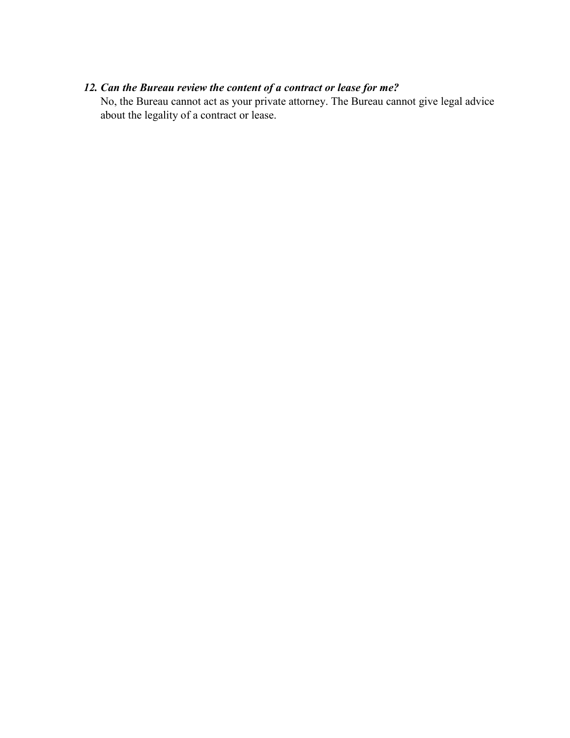12. ***Can the Bureau review the content of a contract or lease for me?***
    No, the Bureau cannot act as your private attorney. The Bureau cannot give legal advice about the legality of a contract or lease.